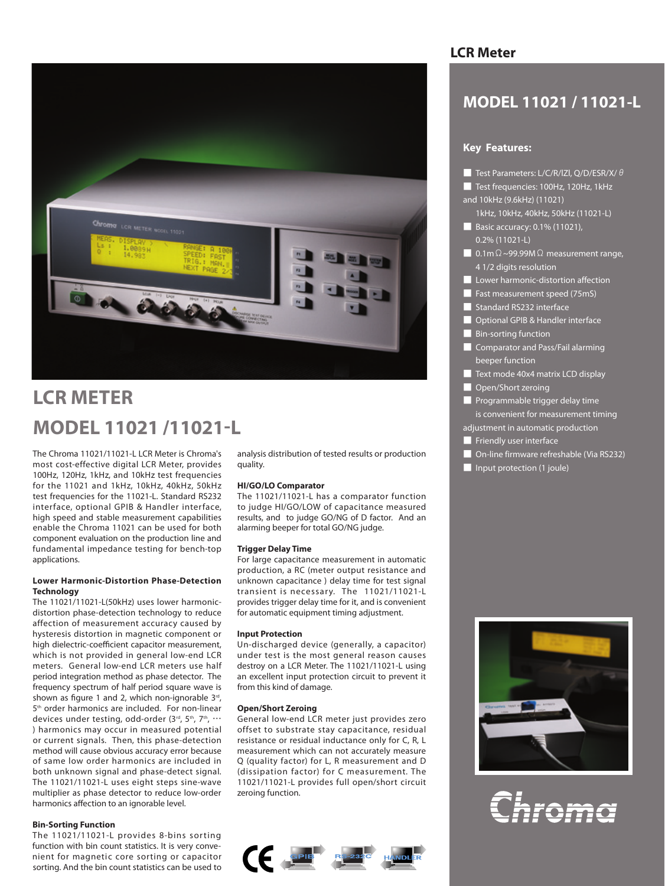# LCR METER

# MODEL 11021 /11021-L

The Chroma 11021/11021-L LCR Meter is Chroma's most cost-effective digital LCR Meter, provides 100Hz, 120Hz, 1kHz, and 10kHz test frequencies for the 11021 and 1kHz, 10kHz, 40kHz, 50kHz test frequencies for the 11021-L. Standard RS232 interface, optional GPIB & Handler interface, high speed and stable measurement capabilities enable the Chroma 11021 can be used for both component evaluation on the production line and fundamental impedance testing for bench-top applications.

### Lower Harmonic-Distortion Phase-Detection Technology

The 11021/11021-L(50kHz) uses lower harmonic-distortion phase-detection technology to reduce affection of measurement accuracy caused by hysteresis distortion in magnetic component or high dielectric-coefficient capacitor measurement, which is not provided in general low-end LCR meters. General low-end LCR meters use half period integration method as phase detector. The frequency spectrum of half period square wave is shown as figure 1 and 2, which non-ignorable 3rd, 5th order harmonics are included. For non-linear devices under testing, odd-order (3rd, 5th, 7th, … ) harmonics may occur in measured potential or current signals. Then, this phase-detection method will cause obvious accuracy error because of same low order harmonics are included in both unknown signal and phase-detect signal. The 11021/11021-L uses eight steps sine-wave multiplier as phase detector to reduce low-order harmonics affection to an ignorable level.

### Bin-Sorting Function

The 11021/11021-L provides 8-bins sorting function with bin count statistics. It is very convenient for magnetic core sorting or capacitor sorting. And the bin count statistics can be used to analysis distribution of tested results or production quality.

### HI/GO/LO Comparator

The 11021/11021-L has a comparator function to judge HI/GO/LOW of capacitance measured results, and to judge GO/NG of D factor. And an alarming beeper for total GO/NG judge.

### Trigger Delay Time

For large capacitance measurement in automatic production, a RC (meter output resistance and unknown capacitance ) delay time for test signal transient is necessary. The 11021/11021-L provides trigger delay time for it, and is convenient for automatic equipment timing adjustment.

### Input Protection

Un-discharged device (generally, a capacitor) under test is the most general reason causes destroy on a LCR Meter. The 11021/11021-L using an excellent input protection circuit to prevent it from this kind of damage.

### Open/Short Zeroing

General low-end LCR meter just provides zero offset to substrate stay capacitance, residual resistance or residual inductance only for C, R, L measurement which can not accurately measure Q (quality factor) for L, R measurement and D (dissipation factor) for C measurement. The 11021/11021-L provides full open/short circuit zeroing function.

## LCR Meter

## MODEL 11021 / 11021-L

### Key Features:

- Test Parameters: L/C/R/|Z|, Q/D/ESR/X/ $\theta$
- Test frequencies: 100Hz, 120Hz, 1kHz and 10kHz (9.6kHz) (11021)
  1kHz, 10kHz, 40kHz, 50kHz (11021-L)
- Basic accuracy: 0.1% (11021), 0.2% (11021-L)
- 0.1m $\Omega$ ~99.99M $\Omega$ measurement range, 4 1/2 digits resolution
- Lower harmonic-distortion affection
- Fast measurement speed (75mS)
- Standard RS232 interface
- Optional GPIB & Handler interface
- Bin-sorting function
- Comparator and Pass/Fail alarming beeper function
- Text mode 40x4 matrix LCD display
- Open/Short zeroing
- Programmable trigger delay time is convenient for measurement timing adjustment in automatic production
- Friendly user interface
- On-line firmware refreshable (Via RS232)
- Input protection (1 joule)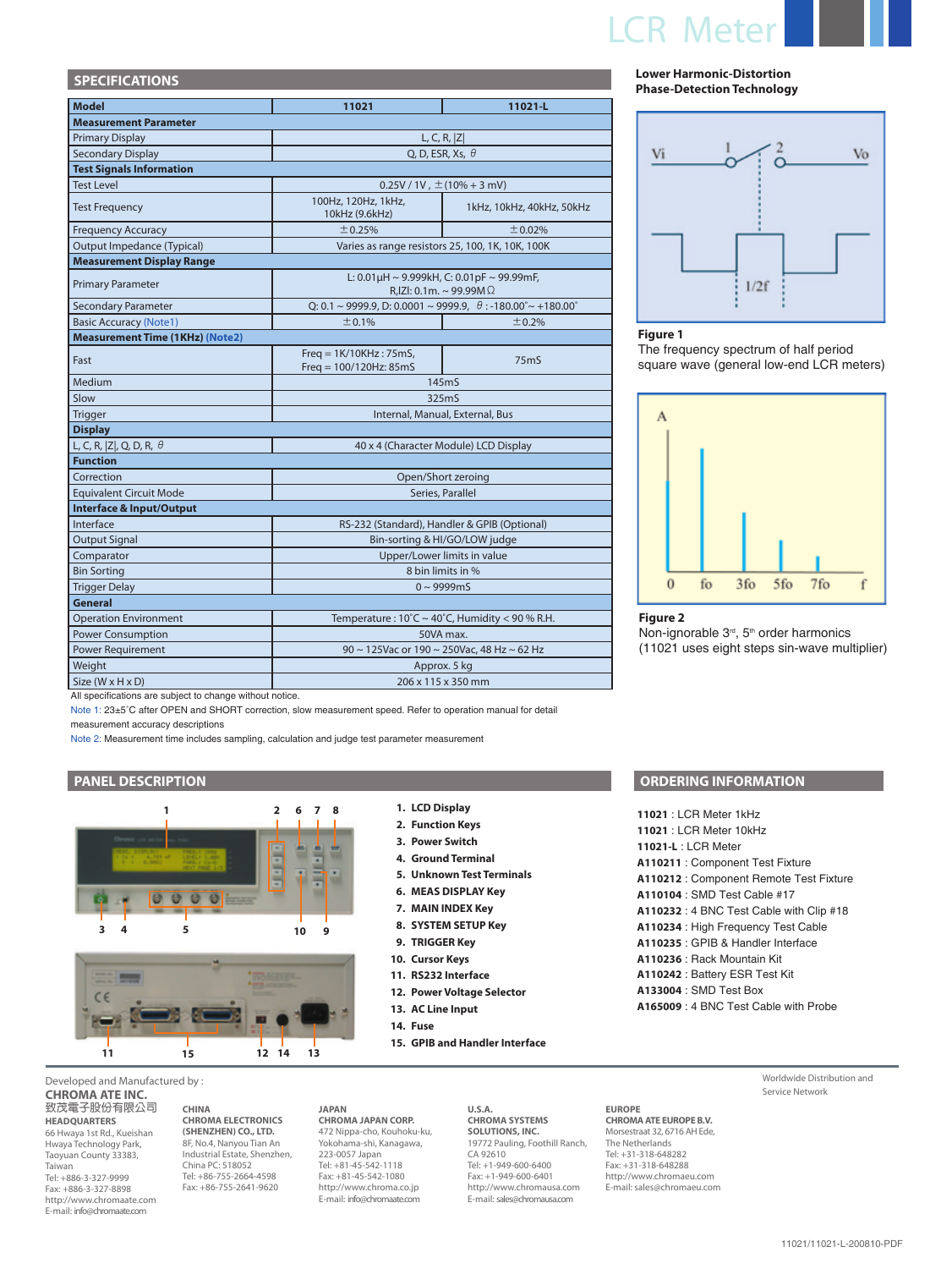# LCR Meter

## SPECIFICATIONS

| Model | 11021 | 11021-L |
|---|---|---|
| **Measurement Parameter** | | |
| Primary Display | L, C, R, \|Z\| | |
| Secondary Display | Q, D, ESR, Xs, θ | |
| **Test Signals Information** | | |
| Test Level | 0.25V / 1V , ±(10% + 3 mV) | |
| Test Frequency | 100Hz, 120Hz, 1kHz, 10kHz (9.6kHz) | 1kHz, 10kHz, 40kHz, 50kHz |
| Frequency Accuracy | ±0.25% | ±0.02% |
| Output Impedance (Typical) | Varies as range resistors 25, 100, 1K, 10K, 100K | |
| **Measurement Display Range** | | |
| Primary Parameter | L: 0.01μH ~ 9.999kH, C: 0.01pF ~ 99.99mF, R,\|Z\|: 0.1m. ~ 99.99MΩ | |
| Secondary Parameter | Q: 0.1 ~ 9999.9, D: 0.0001 ~ 9999.9, θ : -180.00° ~ +180.00° | |
| Basic Accuracy (Note1) | ±0.1% | ±0.2% |
| **Measurement Time (1KHz) (Note2)** | | |
| Fast | Freq = 1K/10KHz : 75mS, Freq = 100/120Hz: 85mS | 75mS |
| Medium | 145mS | |
| Slow | 325mS | |
| Trigger | Internal, Manual, External, Bus | |
| **Display** | | |
| L, C, R, \|Z\|, Q, D, R, θ | 40 x 4 (Character Module) LCD Display | |
| **Function** | | |
| Correction | Open/Short zeroing | |
| Equivalent Circuit Mode | Series, Parallel | |
| **Interface & Input/Output** | | |
| Interface | RS-232 (Standard), Handler & GPIB (Optional) | |
| Output Signal | Bin-sorting & HI/GO/LOW judge | |
| Comparator | Upper/Lower limits in value | |
| Bin Sorting | 8 bin limits in % | |
| Trigger Delay | 0 ~ 9999mS | |
| **General** | | |
| Operation Environment | Temperature : 10°C ~ 40°C, Humidity < 90 % R.H. | |
| Power Consumption | 50VA max. | |
| Power Requirement | 90 ~ 125Vac or 190 ~ 250Vac, 48 Hz ~ 62 Hz | |
| Weight | Approx. 5 kg | |
| Size (W x H x D) | 206 x 115 x 350 mm | |

All specifications are subject to change without notice.

Note 1: 23±5°C after OPEN and SHORT correction, slow measurement speed. Refer to operation manual for detail measurement accuracy descriptions

Note 2: Measurement time includes sampling, calculation and judge test parameter measurement

**Lower Harmonic-Distortion Phase-Detection Technology**

Vi 1 2 Vo

1/2f

**Figure 1**
The frequency spectrum of half period square wave (general low-end LCR meters)

A

0 fo 3fo 5fo 7fo f

**Figure 2**
Non-ignorable 3rd, 5th order harmonics (11021 uses eight steps sin-wave multiplier)

## PANEL DESCRIPTION

1. **LCD Display**
2. **Function Keys**
3. **Power Switch**
4. **Ground Terminal**
5. **Unknown Test Terminals**
6. **MEAS DISPLAY Key**
7. **MAIN INDEX Key**
8. **SYSTEM SETUP Key**
9. **TRIGGER Key**
10. **Cursor Keys**
11. **RS232 Interface**
12. **Power Voltage Selector**
13. **AC Line Input**
14. **Fuse**
15. **GPIB and Handler Interface**

## ORDERING INFORMATION

**11021** : LCR Meter 1kHz
**11021** : LCR Meter 10kHz
**11021-L** : LCR Meter
**A110211** : Component Test Fixture
**A110212** : Component Remote Test Fixture
**A110104** : SMD Test Cable #17
**A110232** : 4 BNC Test Cable with Clip #18
**A110234** : High Frequency Test Cable
**A110235** : GPIB & Handler Interface
**A110236** : Rack Mountain Kit
**A110242** : Battery ESR Test Kit
**A133004** : SMD Test Box
**A165009** : 4 BNC Test Cable with Probe

Developed and Manufactured by :
**CHROMA ATE INC.**
致茂電子股份有限公司
**HEADQUARTERS**
66 Hwaya 1st Rd., Kueishan Hwaya Technology Park, Taoyuan County 33383, Taiwan
Tel: +886-3-327-9999
Fax: +886-3-327-8898
http://www.chromaate.com
E-mail: info@chromaate.com

**CHINA**
**CHROMA ELECTRONICS (SHENZHEN) CO., LTD.**
8F, No.4, Nanyou Tian An Industrial Estate, Shenzhen, China PC: 518052
Tel: +86-755-2664-4598
Fax: +86-755-2641-9620

**JAPAN**
**CHROMA JAPAN CORP.**
472 Nippa-cho, Kouhoku-ku, Yokohama-shi, Kanagawa, 223-0057 Japan
Tel: +81-45-542-1118
Fax: +81-45-542-1080
http://www.chroma.co.jp
E-mail: info@chromaate.com

**U.S.A.**
**CHROMA SYSTEMS SOLUTIONS, INC.**
19772 Pauling, Foothill Ranch, CA 92610
Tel: +1-949-600-6400
Fax: +1-949-600-6401
http://www.chromausa.com
E-mail: sales@chromausa.com

Worldwide Distribution and Service Network

**EUROPE**
**CHROMA ATE EUROPE B.V.**
Morsestraat 32, 6716 AH Ede, The Netherlands
Tel: +31-318-648282
Fax: +31-318-648288
http://www.chromaeu.com
E-mail: sales@chromaeu.com

11021/11021-L-200810-PDF